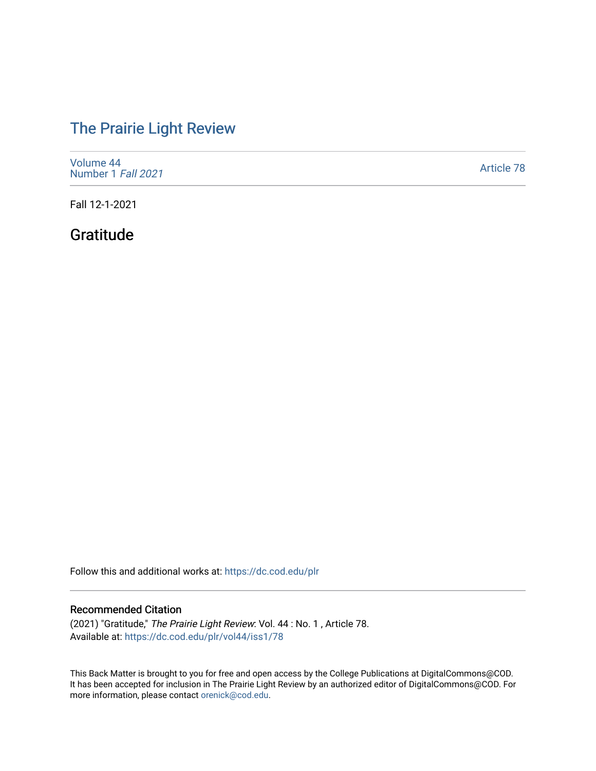# The Prairie Light Review

Volume 44
Number 1 *Fall 2021*

Article 78

Fall 12-1-2021

## Gratitude

Follow this and additional works at: https://dc.cod.edu/plr

### Recommended Citation

(2021) "Gratitude," *The Prairie Light Review*: Vol. 44 : No. 1 , Article 78.
Available at: https://dc.cod.edu/plr/vol44/iss1/78

This Back Matter is brought to you for free and open access by the College Publications at DigitalCommons@COD. It has been accepted for inclusion in The Prairie Light Review by an authorized editor of DigitalCommons@COD. For more information, please contact orenick@cod.edu.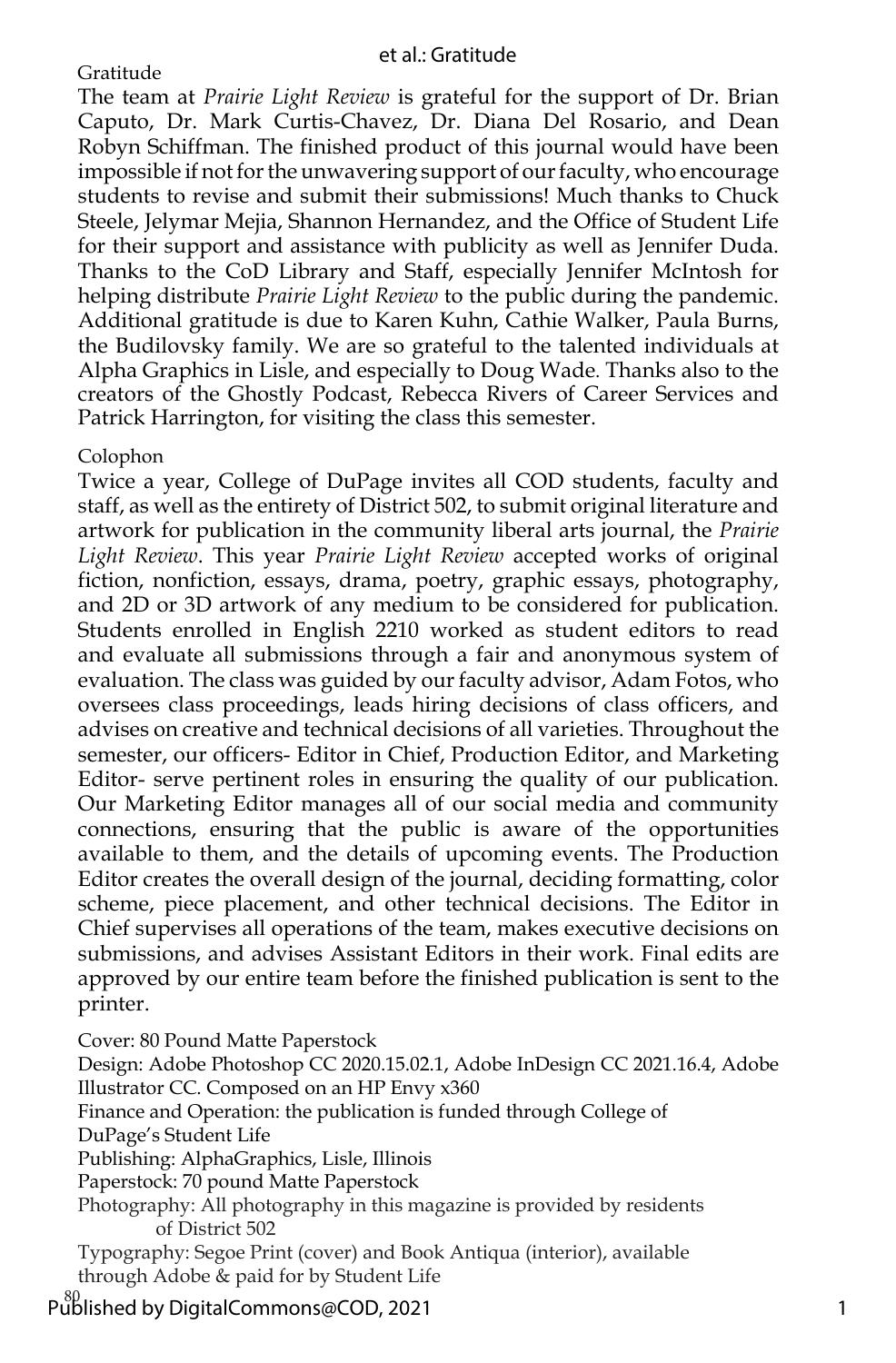## Gratitude

The team at *Prairie Light Review* is grateful for the support of Dr. Brian Caputo, Dr. Mark Curtis-Chavez, Dr. Diana Del Rosario, and Dean Robyn Schiffman. The finished product of this journal would have been impossible if not for the unwavering support of our faculty, who encourage students to revise and submit their submissions! Much thanks to Chuck Steele, Jelymar Mejia, Shannon Hernandez, and the Office of Student Life for their support and assistance with publicity as well as Jennifer Duda. Thanks to the CoD Library and Staff, especially Jennifer McIntosh for helping distribute *Prairie Light Review* to the public during the pandemic. Additional gratitude is due to Karen Kuhn, Cathie Walker, Paula Burns, the Budilovsky family. We are so grateful to the talented individuals at Alpha Graphics in Lisle, and especially to Doug Wade. Thanks also to the creators of the Ghostly Podcast, Rebecca Rivers of Career Services and Patrick Harrington, for visiting the class this semester.

## Colophon

Twice a year, College of DuPage invites all COD students, faculty and staff, as well as the entirety of District 502, to submit original literature and artwork for publication in the community liberal arts journal, the *Prairie Light Review*. This year *Prairie Light Review* accepted works of original fiction, nonfiction, essays, drama, poetry, graphic essays, photography, and 2D or 3D artwork of any medium to be considered for publication. Students enrolled in English 2210 worked as student editors to read and evaluate all submissions through a fair and anonymous system of evaluation. The class was guided by our faculty advisor, Adam Fotos, who oversees class proceedings, leads hiring decisions of class officers, and advises on creative and technical decisions of all varieties. Throughout the semester, our officers- Editor in Chief, Production Editor, and Marketing Editor- serve pertinent roles in ensuring the quality of our publication. Our Marketing Editor manages all of our social media and community connections, ensuring that the public is aware of the opportunities available to them, and the details of upcoming events. The Production Editor creates the overall design of the journal, deciding formatting, color scheme, piece placement, and other technical decisions. The Editor in Chief supervises all operations of the team, makes executive decisions on submissions, and advises Assistant Editors in their work. Final edits are approved by our entire team before the finished publication is sent to the printer.

Cover: 80 Pound Matte Paperstock

Design: Adobe Photoshop CC 2020.15.02.1, Adobe InDesign CC 2021.16.4, Adobe Illustrator CC. Composed on an HP Envy x360

Finance and Operation: the publication is funded through College of DuPage's Student Life

Publishing: AlphaGraphics, Lisle, Illinois

Paperstock: 70 pound Matte Paperstock

Photography: All photography in this magazine is provided by residents of District 502

Typography: Segoe Print (cover) and Book Antiqua (interior), available through Adobe & paid for by Student Life